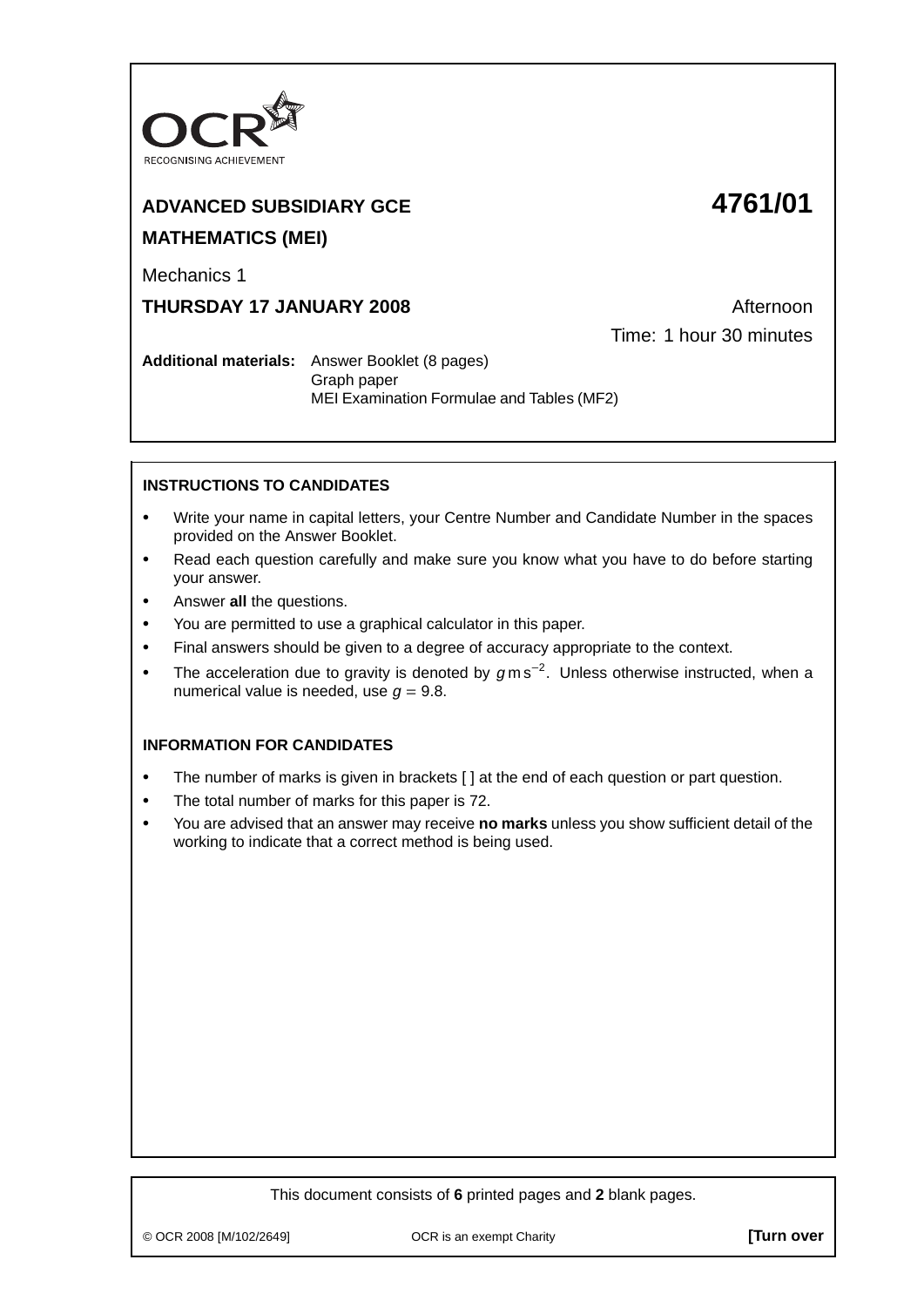OCR RECOGNISING ACHIEVEMENT

**ADVANCED SUBSIDIARY GCE** **4761/01**

**MATHEMATICS (MEI)**

Mechanics 1

**THURSDAY 17 JANUARY 2008** Afternoon

Time: 1 hour 30 minutes

**Additional materials:** Answer Booklet (8 pages)
Graph paper
MEI Examination Formulae and Tables (MF2)

**INSTRUCTIONS TO CANDIDATES**

- Write your name in capital letters, your Centre Number and Candidate Number in the spaces provided on the Answer Booklet.
- Read each question carefully and make sure you know what you have to do before starting your answer.
- Answer **all** the questions.
- You are permitted to use a graphical calculator in this paper.
- Final answers should be given to a degree of accuracy appropriate to the context.
- The acceleration due to gravity is denoted by $g\,\text{m}\,\text{s}^{-2}$. Unless otherwise instructed, when a numerical value is needed, use $g = 9.8$.

**INFORMATION FOR CANDIDATES**

- The number of marks is given in brackets [ ] at the end of each question or part question.
- The total number of marks for this paper is 72.
- You are advised that an answer may receive **no marks** unless you show sufficient detail of the working to indicate that a correct method is being used.

This document consists of **6** printed pages and **2** blank pages.

© OCR 2008 [M/102/2649] OCR is an exempt Charity **[Turn over**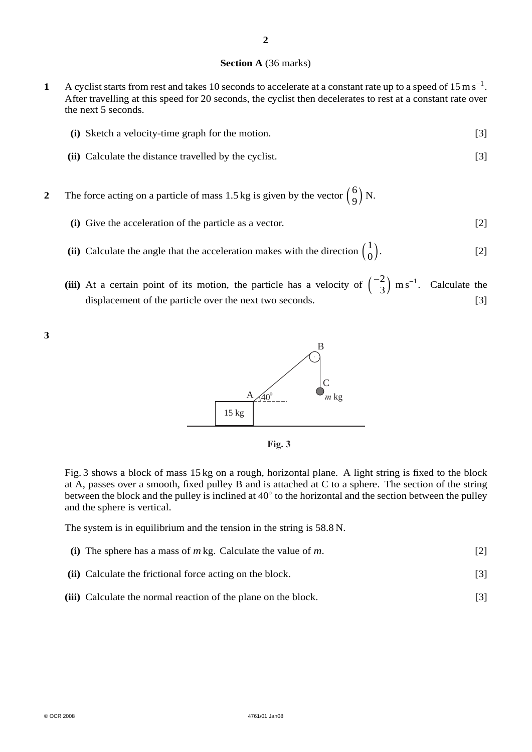**Section A** (36 marks)

**1** A cyclist starts from rest and takes 10 seconds to accelerate at a constant rate up to a speed of $15\,\text{m}\,\text{s}^{-1}$. After travelling at this speed for 20 seconds, the cyclist then decelerates to rest at a constant rate over the next 5 seconds.

**(i)** Sketch a velocity-time graph for the motion. [3]

**(ii)** Calculate the distance travelled by the cyclist. [3]

**2** The force acting on a particle of mass 1.5 kg is given by the vector $\begin{pmatrix} 6 \\ 9 \end{pmatrix}$ N.

**(i)** Give the acceleration of the particle as a vector. [2]

**(ii)** Calculate the angle that the acceleration makes with the direction $\begin{pmatrix} 1 \\ 0 \end{pmatrix}$. [2]

**(iii)** At a certain point of its motion, the particle has a velocity of $\begin{pmatrix} -2 \\ 3 \end{pmatrix}$ $\text{m}\,\text{s}^{-1}$. Calculate the displacement of the particle over the next two seconds. [3]

**3**

**Fig. 3**

Fig. 3 shows a block of mass 15 kg on a rough, horizontal plane. A light string is fixed to the block at A, passes over a smooth, fixed pulley B and is attached at C to a sphere. The section of the string between the block and the pulley is inclined at $40°$ to the horizontal and the section between the pulley and the sphere is vertical.

The system is in equilibrium and the tension in the string is 58.8 N.

**(i)** The sphere has a mass of $m$ kg. Calculate the value of $m$. [2]

**(ii)** Calculate the frictional force acting on the block. [3]

**(iii)** Calculate the normal reaction of the plane on the block. [3]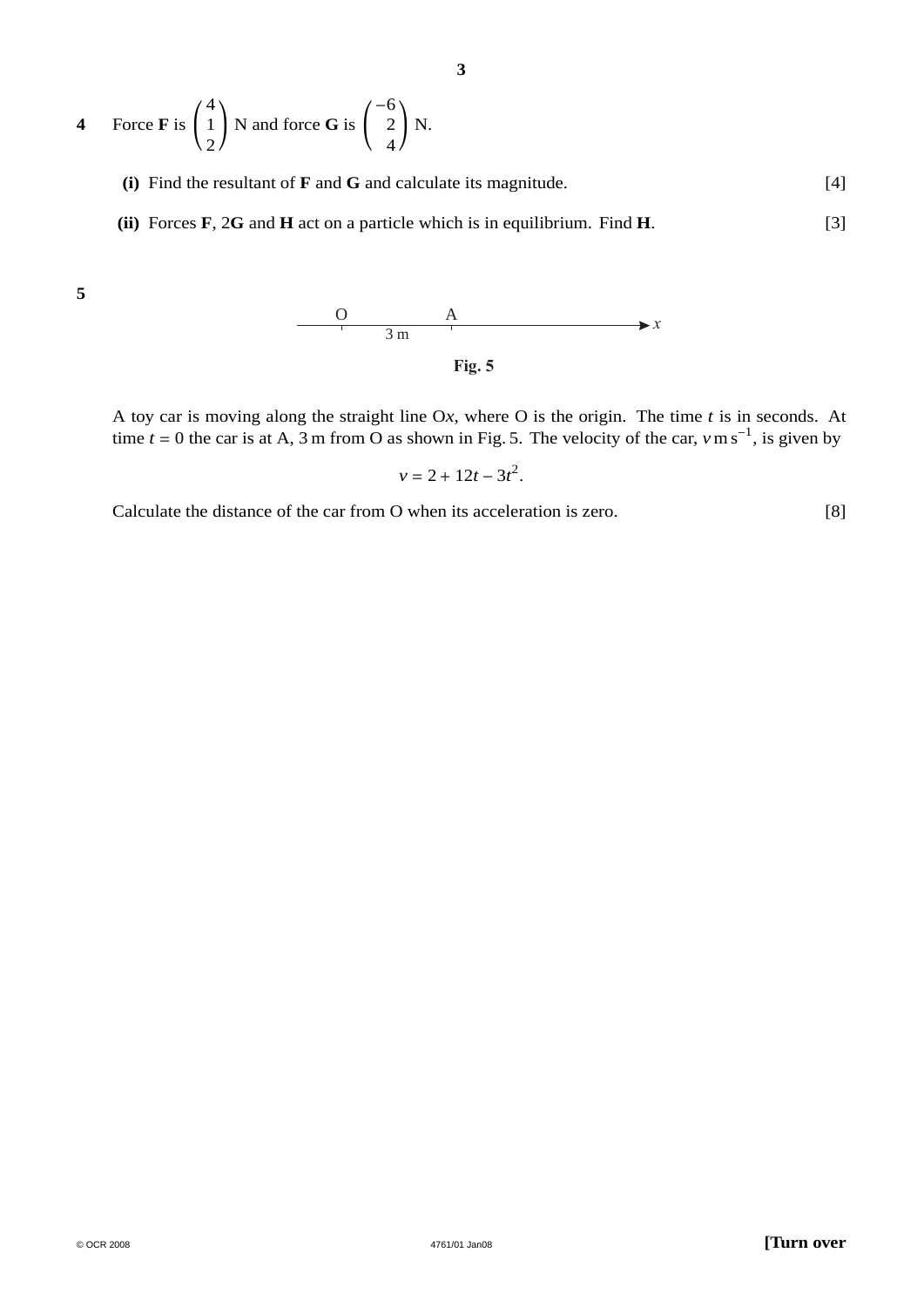**4** Force **F** is $\begin{pmatrix} 4 \\ 1 \\ 2 \end{pmatrix}$ N and force **G** is $\begin{pmatrix} -6 \\ 2 \\ 4 \end{pmatrix}$ N.

**(i)** Find the resultant of **F** and **G** and calculate its magnitude. [4]

**(ii)** Forces **F**, 2**G** and **H** act on a particle which is in equilibrium. Find **H**. [3]

**5**

O ——— 3 m ——— A ———→ $x$

**Fig. 5**

A toy car is moving along the straight line O$x$, where O is the origin. The time $t$ is in seconds. At time $t = 0$ the car is at A, 3 m from O as shown in Fig. 5. The velocity of the car, $v$ m s$^{-1}$, is given by

$$v = 2 + 12t - 3t^2.$$

Calculate the distance of the car from O when its acceleration is zero. [8]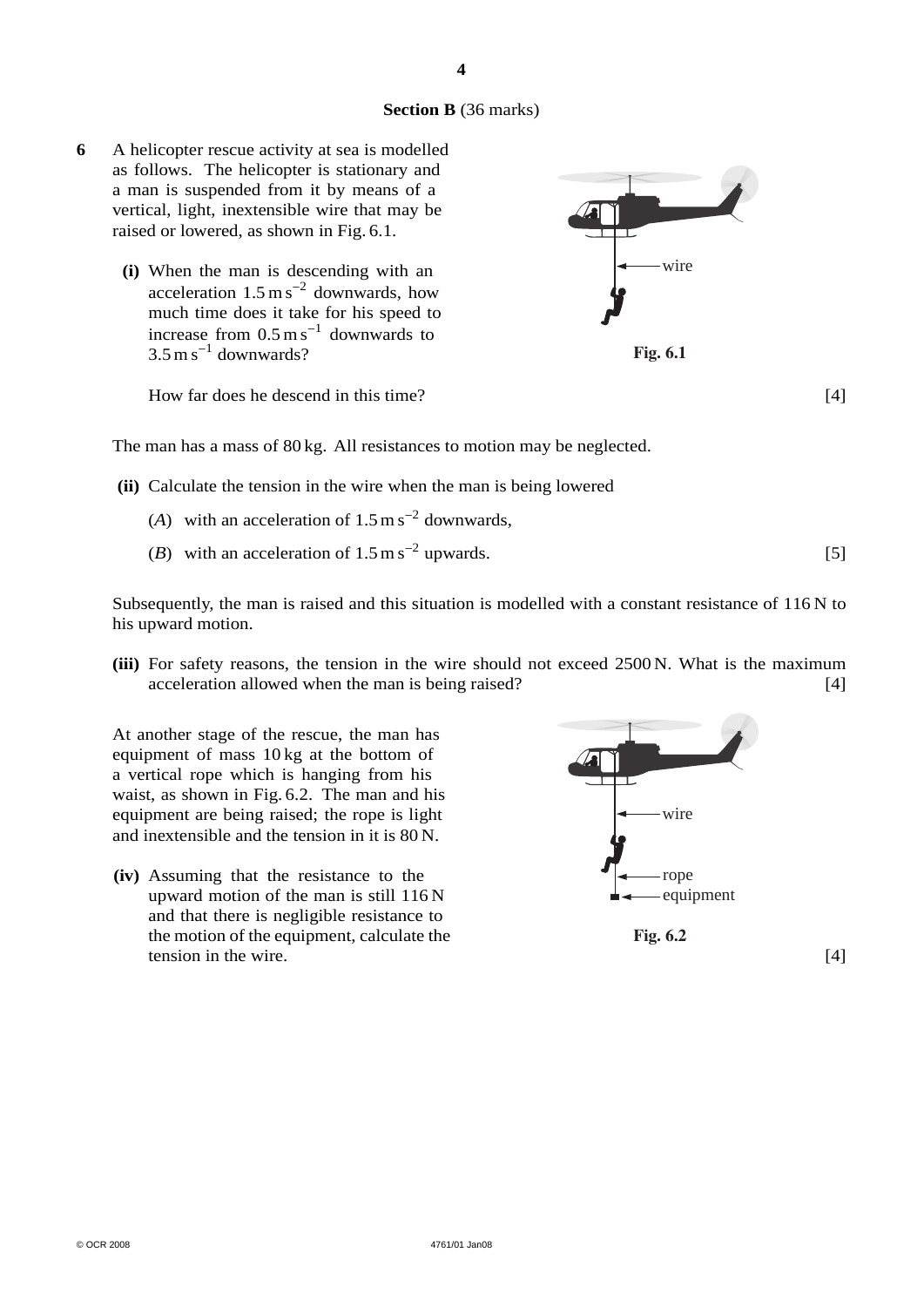## Section B (36 marks)

**6** A helicopter rescue activity at sea is modelled as follows. The helicopter is stationary and a man is suspended from it by means of a vertical, light, inextensible wire that may be raised or lowered, as shown in Fig. 6.1.

**Fig. 6.1**

**(i)** When the man is descending with an acceleration $1.5\,\text{m}\,\text{s}^{-2}$ downwards, how much time does it take for his speed to increase from $0.5\,\text{m}\,\text{s}^{-1}$ downwards to $3.5\,\text{m}\,\text{s}^{-1}$ downwards?

How far does he descend in this time? [4]

The man has a mass of 80 kg. All resistances to motion may be neglected.

**(ii)** Calculate the tension in the wire when the man is being lowered

(*A*) with an acceleration of $1.5\,\text{m}\,\text{s}^{-2}$ downwards,

(*B*) with an acceleration of $1.5\,\text{m}\,\text{s}^{-2}$ upwards. [5]

Subsequently, the man is raised and this situation is modelled with a constant resistance of 116 N to his upward motion.

**(iii)** For safety reasons, the tension in the wire should not exceed 2500 N. What is the maximum acceleration allowed when the man is being raised? [4]

At another stage of the rescue, the man has equipment of mass 10 kg at the bottom of a vertical rope which is hanging from his waist, as shown in Fig. 6.2. The man and his equipment are being raised; the rope is light and inextensible and the tension in it is 80 N.

**Fig. 6.2**

**(iv)** Assuming that the resistance to the upward motion of the man is still 116 N and that there is negligible resistance to the motion of the equipment, calculate the tension in the wire. [4]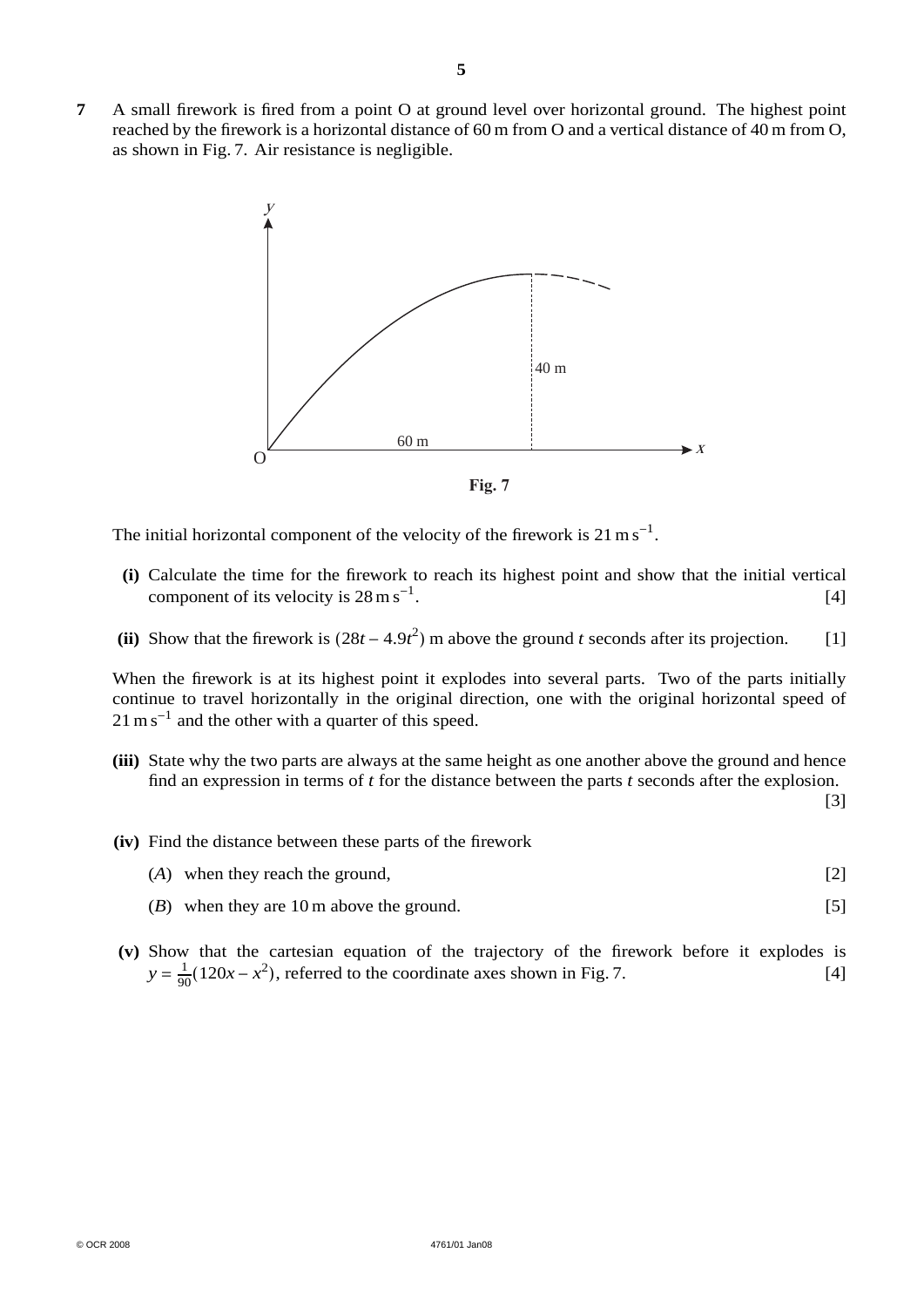**7** A small firework is fired from a point O at ground level over horizontal ground. The highest point reached by the firework is a horizontal distance of 60 m from O and a vertical distance of 40 m from O, as shown in Fig. 7. Air resistance is negligible.

**Fig. 7**

The initial horizontal component of the velocity of the firework is $21\,\text{m}\,\text{s}^{-1}$.

**(i)** Calculate the time for the firework to reach its highest point and show that the initial vertical component of its velocity is $28\,\text{m}\,\text{s}^{-1}$. [4]

**(ii)** Show that the firework is $(28t - 4.9t^2)$ m above the ground $t$ seconds after its projection. [1]

When the firework is at its highest point it explodes into several parts. Two of the parts initially continue to travel horizontally in the original direction, one with the original horizontal speed of $21\,\text{m}\,\text{s}^{-1}$ and the other with a quarter of this speed.

**(iii)** State why the two parts are always at the same height as one another above the ground and hence find an expression in terms of $t$ for the distance between the parts $t$ seconds after the explosion. [3]

**(iv)** Find the distance between these parts of the firework

($A$) when they reach the ground, [2]

($B$) when they are 10 m above the ground. [5]

**(v)** Show that the cartesian equation of the trajectory of the firework before it explodes is $y = \frac{1}{90}(120x - x^2)$, referred to the coordinate axes shown in Fig. 7. [4]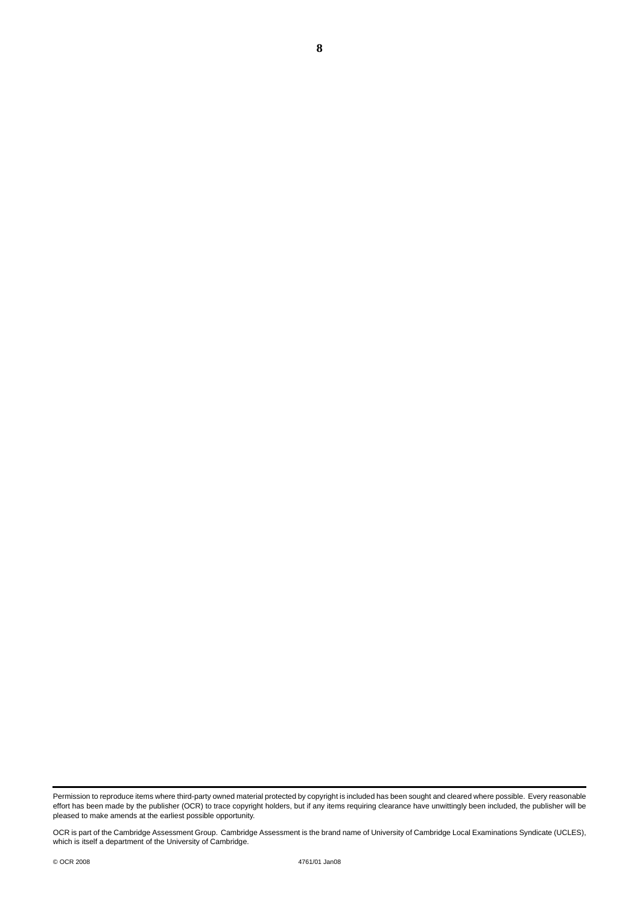Permission to reproduce items where third-party owned material protected by copyright is included has been sought and cleared where possible. Every reasonable effort has been made by the publisher (OCR) to trace copyright holders, but if any items requiring clearance have unwittingly been included, the publisher will be pleased to make amends at the earliest possible opportunity.

OCR is part of the Cambridge Assessment Group. Cambridge Assessment is the brand name of University of Cambridge Local Examinations Syndicate (UCLES), which is itself a department of the University of Cambridge.